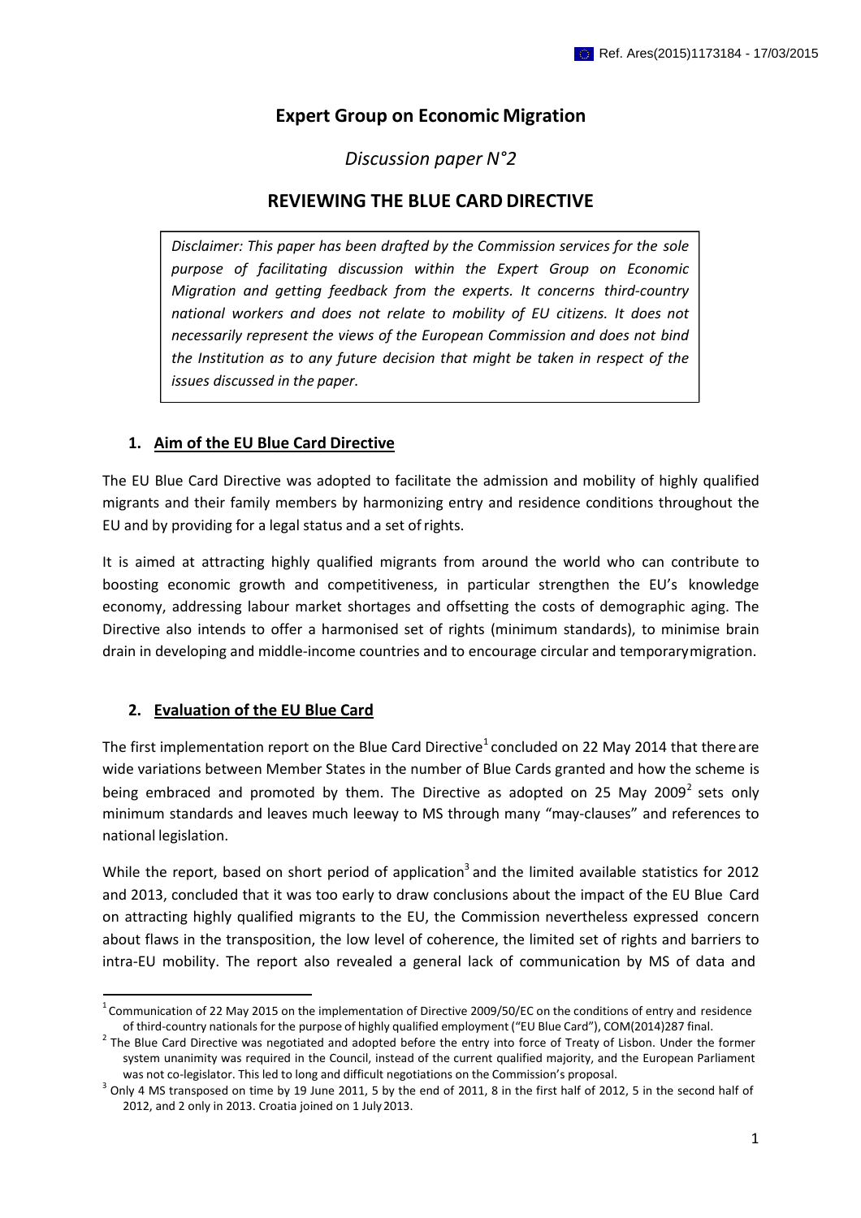Ref. Ares(2015)1173184 - 17/03/2015

# Expert Group on Economic Migration

*Discussion paper N°2*

## REVIEWING THE BLUE CARD DIRECTIVE

*Disclaimer: This paper has been drafted by the Commission services for the sole purpose of facilitating discussion within the Expert Group on Economic Migration and getting feedback from the experts. It concerns third-country national workers and does not relate to mobility of EU citizens. It does not necessarily represent the views of the European Commission and does not bind the Institution as to any future decision that might be taken in respect of the issues discussed in the paper.*

### 1. Aim of the EU Blue Card Directive

The EU Blue Card Directive was adopted to facilitate the admission and mobility of highly qualified migrants and their family members by harmonizing entry and residence conditions throughout the EU and by providing for a legal status and a set of rights.

It is aimed at attracting highly qualified migrants from around the world who can contribute to boosting economic growth and competitiveness, in particular strengthen the EU's knowledge economy, addressing labour market shortages and offsetting the costs of demographic aging. The Directive also intends to offer a harmonised set of rights (minimum standards), to minimise brain drain in developing and middle-income countries and to encourage circular and temporary migration.

### 2. Evaluation of the EU Blue Card

The first implementation report on the Blue Card Directive[1] concluded on 22 May 2014 that there are wide variations between Member States in the number of Blue Cards granted and how the scheme is being embraced and promoted by them. The Directive as adopted on 25 May 2009[2] sets only minimum standards and leaves much leeway to MS through many "may-clauses" and references to national legislation.

While the report, based on short period of application[3] and the limited available statistics for 2012 and 2013, concluded that it was too early to draw conclusions about the impact of the EU Blue Card on attracting highly qualified migrants to the EU, the Commission nevertheless expressed concern about flaws in the transposition, the low level of coherence, the limited set of rights and barriers to intra-EU mobility. The report also revealed a general lack of communication by MS of data and

---

[1] Communication of 22 May 2015 on the implementation of Directive 2009/50/EC on the conditions of entry and residence of third-country nationals for the purpose of highly qualified employment ("EU Blue Card"), COM(2014)287 final.

[2] The Blue Card Directive was negotiated and adopted before the entry into force of Treaty of Lisbon. Under the former system unanimity was required in the Council, instead of the current qualified majority, and the European Parliament was not co-legislator. This led to long and difficult negotiations on the Commission's proposal.

[3] Only 4 MS transposed on time by 19 June 2011, 5 by the end of 2011, 8 in the first half of 2012, 5 in the second half of 2012, and 2 only in 2013. Croatia joined on 1 July 2013.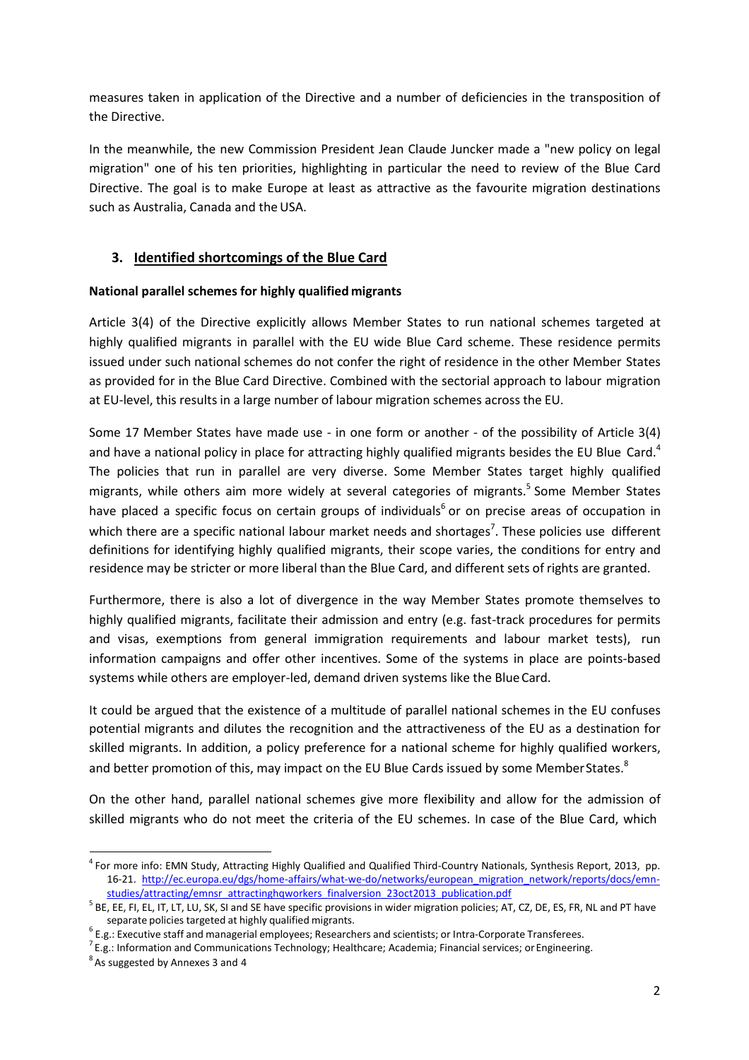measures taken in application of the Directive and a number of deficiencies in the transposition of the Directive.

In the meanwhile, the new Commission President Jean Claude Juncker made a "new policy on legal migration" one of his ten priorities, highlighting in particular the need to review of the Blue Card Directive. The goal is to make Europe at least as attractive as the favourite migration destinations such as Australia, Canada and the USA.

## 3. Identified shortcomings of the Blue Card

**National parallel schemes for highly qualified migrants**

Article 3(4) of the Directive explicitly allows Member States to run national schemes targeted at highly qualified migrants in parallel with the EU wide Blue Card scheme. These residence permits issued under such national schemes do not confer the right of residence in the other Member States as provided for in the Blue Card Directive. Combined with the sectorial approach to labour migration at EU-level, this results in a large number of labour migration schemes across the EU.

Some 17 Member States have made use - in one form or another - of the possibility of Article 3(4) and have a national policy in place for attracting highly qualified migrants besides the EU Blue Card.[4] The policies that run in parallel are very diverse. Some Member States target highly qualified migrants, while others aim more widely at several categories of migrants.[5] Some Member States have placed a specific focus on certain groups of individuals[6] or on precise areas of occupation in which there are a specific national labour market needs and shortages[7]. These policies use different definitions for identifying highly qualified migrants, their scope varies, the conditions for entry and residence may be stricter or more liberal than the Blue Card, and different sets of rights are granted.

Furthermore, there is also a lot of divergence in the way Member States promote themselves to highly qualified migrants, facilitate their admission and entry (e.g. fast-track procedures for permits and visas, exemptions from general immigration requirements and labour market tests), run information campaigns and offer other incentives. Some of the systems in place are points-based systems while others are employer-led, demand driven systems like the Blue Card.

It could be argued that the existence of a multitude of parallel national schemes in the EU confuses potential migrants and dilutes the recognition and the attractiveness of the EU as a destination for skilled migrants. In addition, a policy preference for a national scheme for highly qualified workers, and better promotion of this, may impact on the EU Blue Cards issued by some Member States.[8]

On the other hand, parallel national schemes give more flexibility and allow for the admission of skilled migrants who do not meet the criteria of the EU schemes. In case of the Blue Card, which

---

[4] For more info: EMN Study, Attracting Highly Qualified and Qualified Third-Country Nationals, Synthesis Report, 2013, pp. 16-21. http://ec.europa.eu/dgs/home-affairs/what-we-do/networks/european_migration_network/reports/docs/emn-studies/attracting/emnsr_attractinghqworkers_finalversion_23oct2013_publication.pdf

[5] BE, EE, FI, EL, IT, LT, LU, SK, SI and SE have specific provisions in wider migration policies; AT, CZ, DE, ES, FR, NL and PT have separate policies targeted at highly qualified migrants.

[6] E.g.: Executive staff and managerial employees; Researchers and scientists; or Intra-Corporate Transferees.

[7] E.g.: Information and Communications Technology; Healthcare; Academia; Financial services; or Engineering.

[8] As suggested by Annexes 3 and 4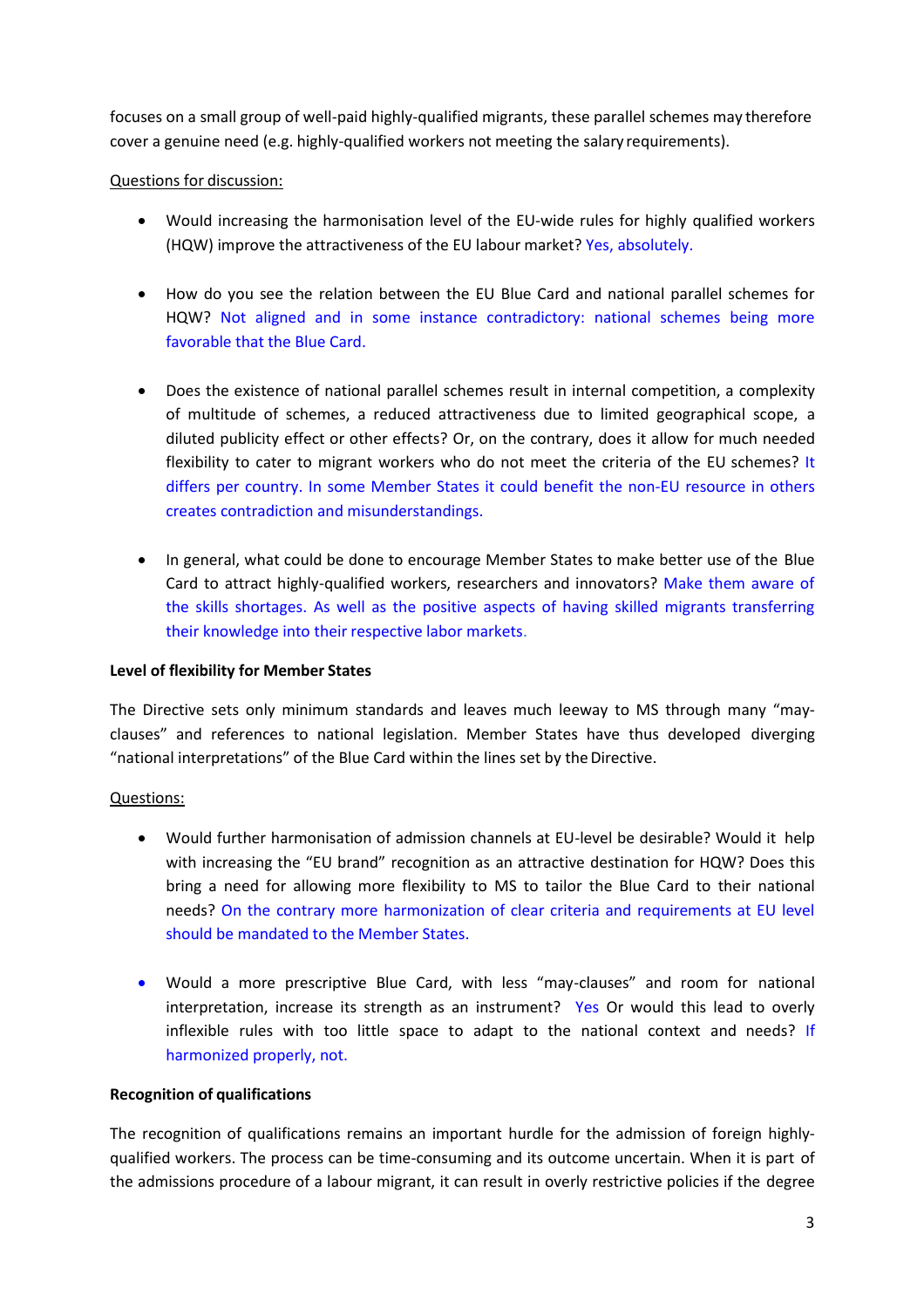focuses on a small group of well-paid highly-qualified migrants, these parallel schemes may therefore cover a genuine need (e.g. highly-qualified workers not meeting the salary requirements).

Questions for discussion:

- Would increasing the harmonisation level of the EU-wide rules for highly qualified workers (HQW) improve the attractiveness of the EU labour market? Yes, absolutely.
- How do you see the relation between the EU Blue Card and national parallel schemes for HQW? Not aligned and in some instance contradictory: national schemes being more favorable that the Blue Card.
- Does the existence of national parallel schemes result in internal competition, a complexity of multitude of schemes, a reduced attractiveness due to limited geographical scope, a diluted publicity effect or other effects? Or, on the contrary, does it allow for much needed flexibility to cater to migrant workers who do not meet the criteria of the EU schemes? It differs per country. In some Member States it could benefit the non-EU resource in others creates contradiction and misunderstandings.
- In general, what could be done to encourage Member States to make better use of the Blue Card to attract highly-qualified workers, researchers and innovators? Make them aware of the skills shortages. As well as the positive aspects of having skilled migrants transferring their knowledge into their respective labor markets.

**Level of flexibility for Member States**

The Directive sets only minimum standards and leaves much leeway to MS through many "may-clauses" and references to national legislation. Member States have thus developed diverging "national interpretations" of the Blue Card within the lines set by the Directive.

Questions:

- Would further harmonisation of admission channels at EU-level be desirable? Would it help with increasing the "EU brand" recognition as an attractive destination for HQW? Does this bring a need for allowing more flexibility to MS to tailor the Blue Card to their national needs? On the contrary more harmonization of clear criteria and requirements at EU level should be mandated to the Member States.
- Would a more prescriptive Blue Card, with less "may-clauses" and room for national interpretation, increase its strength as an instrument? Yes Or would this lead to overly inflexible rules with too little space to adapt to the national context and needs? If harmonized properly, not.

**Recognition of qualifications**

The recognition of qualifications remains an important hurdle for the admission of foreign highly-qualified workers. The process can be time-consuming and its outcome uncertain. When it is part of the admissions procedure of a labour migrant, it can result in overly restrictive policies if the degree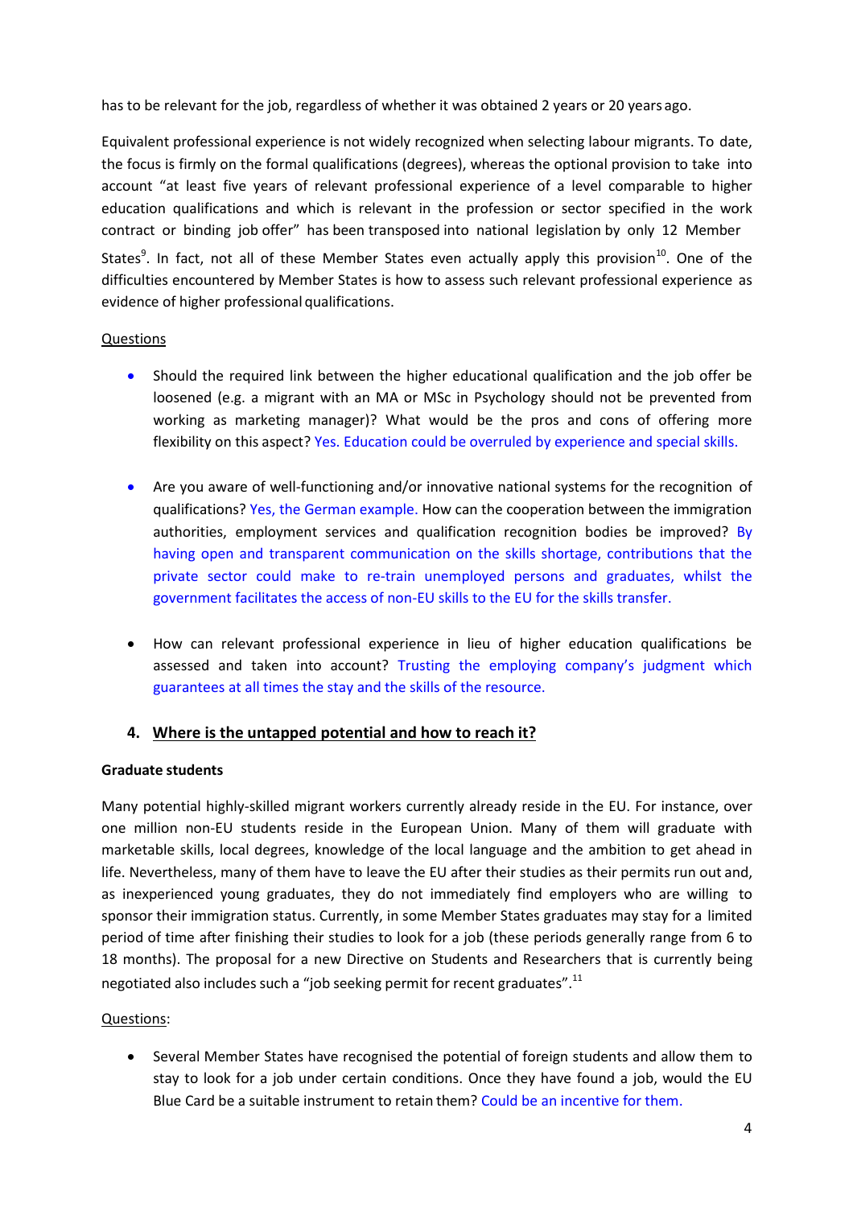has to be relevant for the job, regardless of whether it was obtained 2 years or 20 years ago.

Equivalent professional experience is not widely recognized when selecting labour migrants. To date, the focus is firmly on the formal qualifications (degrees), whereas the optional provision to take into account "at least five years of relevant professional experience of a level comparable to higher education qualifications and which is relevant in the profession or sector specified in the work contract or binding job offer" has been transposed into national legislation by only 12 Member States[9]. In fact, not all of these Member States even actually apply this provision[10]. One of the difficulties encountered by Member States is how to assess such relevant professional experience as evidence of higher professional qualifications.

Questions

- Should the required link between the higher educational qualification and the job offer be loosened (e.g. a migrant with an MA or MSc in Psychology should not be prevented from working as marketing manager)? What would be the pros and cons of offering more flexibility on this aspect? Yes. Education could be overruled by experience and special skills.

- Are you aware of well-functioning and/or innovative national systems for the recognition of qualifications? Yes, the German example. How can the cooperation between the immigration authorities, employment services and qualification recognition bodies be improved? By having open and transparent communication on the skills shortage, contributions that the private sector could make to re-train unemployed persons and graduates, whilst the government facilitates the access of non-EU skills to the EU for the skills transfer.

- How can relevant professional experience in lieu of higher education qualifications be assessed and taken into account? Trusting the employing company's judgment which guarantees at all times the stay and the skills of the resource.

## 4. Where is the untapped potential and how to reach it?

**Graduate students**

Many potential highly-skilled migrant workers currently already reside in the EU. For instance, over one million non-EU students reside in the European Union. Many of them will graduate with marketable skills, local degrees, knowledge of the local language and the ambition to get ahead in life. Nevertheless, many of them have to leave the EU after their studies as their permits run out and, as inexperienced young graduates, they do not immediately find employers who are willing to sponsor their immigration status. Currently, in some Member States graduates may stay for a limited period of time after finishing their studies to look for a job (these periods generally range from 6 to 18 months). The proposal for a new Directive on Students and Researchers that is currently being negotiated also includes such a "job seeking permit for recent graduates".[11]

Questions:

- Several Member States have recognised the potential of foreign students and allow them to stay to look for a job under certain conditions. Once they have found a job, would the EU Blue Card be a suitable instrument to retain them? Could be an incentive for them.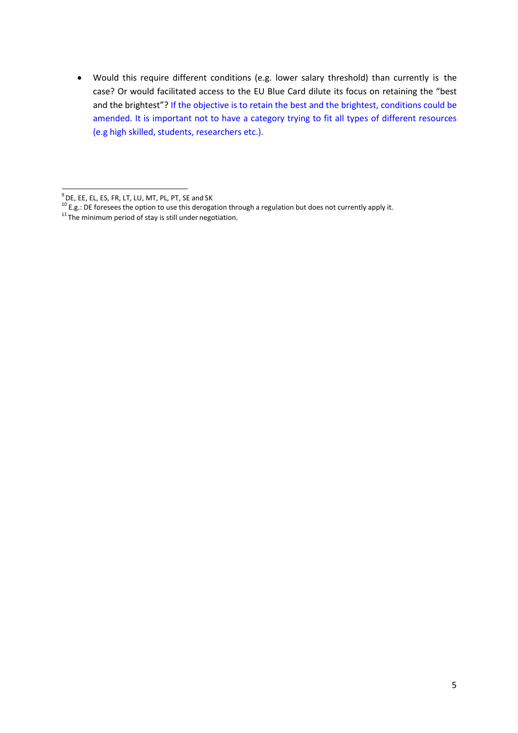- Would this require different conditions (e.g. lower salary threshold) than currently is the case? Or would facilitated access to the EU Blue Card dilute its focus on retaining the "best and the brightest"? If the objective is to retain the best and the brightest, conditions could be amended. It is important not to have a category trying to fit all types of different resources (e.g high skilled, students, researchers etc.).

---

[9] DE, EE, EL, ES, FR, LT, LU, MT, PL, PT, SE and SK

[10] E.g.: DE foresees the option to use this derogation through a regulation but does not currently apply it.

[11] The minimum period of stay is still under negotiation.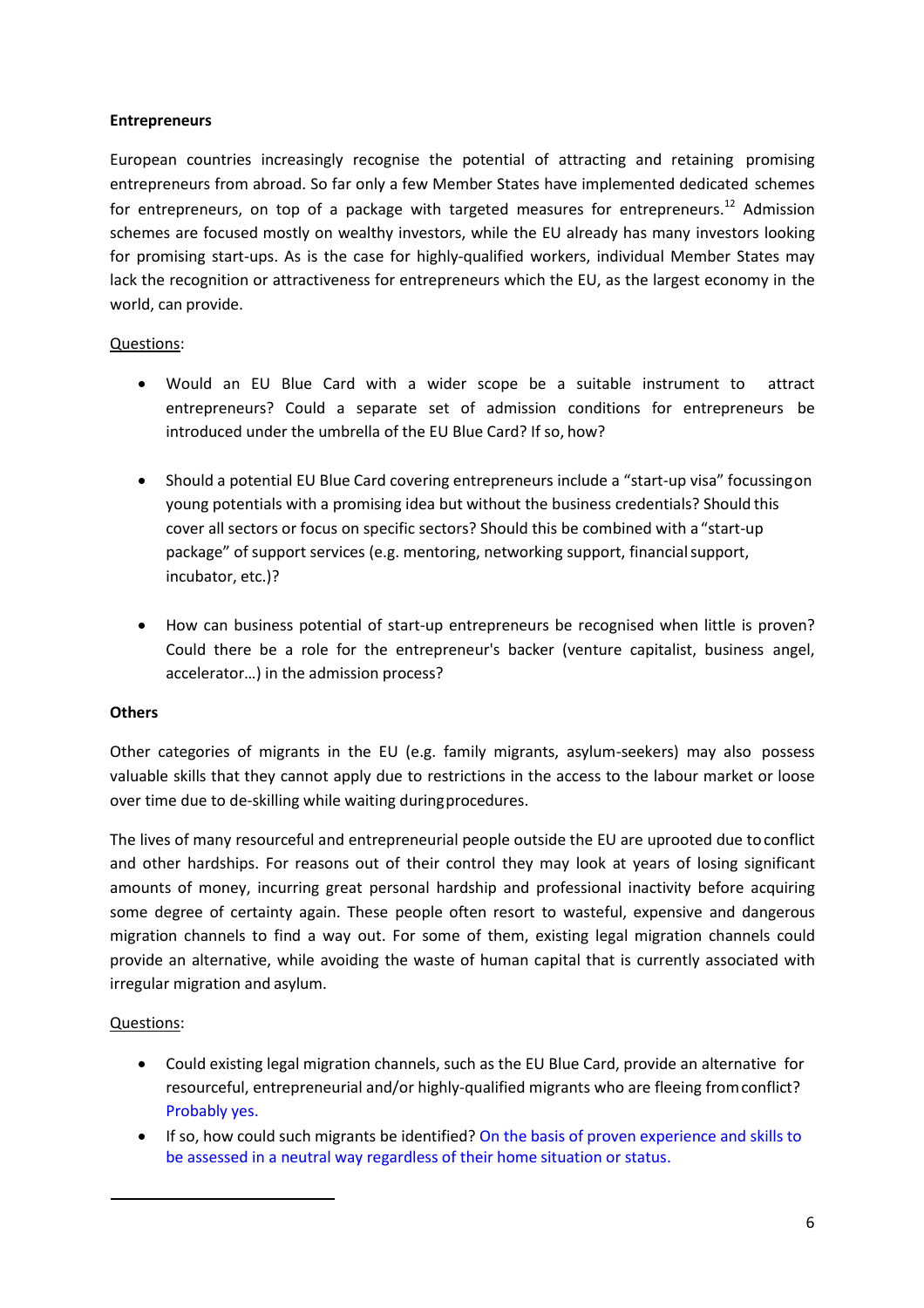**Entrepreneurs**

European countries increasingly recognise the potential of attracting and retaining promising entrepreneurs from abroad. So far only a few Member States have implemented dedicated schemes for entrepreneurs, on top of a package with targeted measures for entrepreneurs.[12] Admission schemes are focused mostly on wealthy investors, while the EU already has many investors looking for promising start-ups. As is the case for highly-qualified workers, individual Member States may lack the recognition or attractiveness for entrepreneurs which the EU, as the largest economy in the world, can provide.

Questions:

- Would an EU Blue Card with a wider scope be a suitable instrument to attract entrepreneurs? Could a separate set of admission conditions for entrepreneurs be introduced under the umbrella of the EU Blue Card? If so, how?

- Should a potential EU Blue Card covering entrepreneurs include a "start-up visa" focussing on young potentials with a promising idea but without the business credentials? Should this cover all sectors or focus on specific sectors? Should this be combined with a "start-up package" of support services (e.g. mentoring, networking support, financial support, incubator, etc.)?

- How can business potential of start-up entrepreneurs be recognised when little is proven? Could there be a role for the entrepreneur's backer (venture capitalist, business angel, accelerator…) in the admission process?

**Others**

Other categories of migrants in the EU (e.g. family migrants, asylum-seekers) may also possess valuable skills that they cannot apply due to restrictions in the access to the labour market or loose over time due to de-skilling while waiting during procedures.

The lives of many resourceful and entrepreneurial people outside the EU are uprooted due to conflict and other hardships. For reasons out of their control they may look at years of losing significant amounts of money, incurring great personal hardship and professional inactivity before acquiring some degree of certainty again. These people often resort to wasteful, expensive and dangerous migration channels to find a way out. For some of them, existing legal migration channels could provide an alternative, while avoiding the waste of human capital that is currently associated with irregular migration and asylum.

Questions:

- Could existing legal migration channels, such as the EU Blue Card, provide an alternative for resourceful, entrepreneurial and/or highly-qualified migrants who are fleeing from conflict? Probably yes.
- If so, how could such migrants be identified? On the basis of proven experience and skills to be assessed in a neutral way regardless of their home situation or status.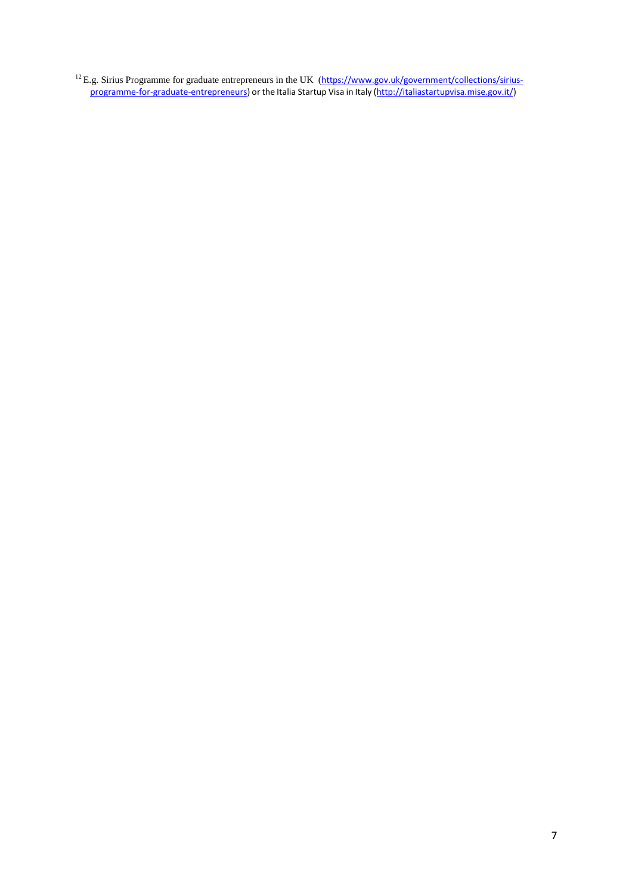[12] E.g. Sirius Programme for graduate entrepreneurs in the UK (https://www.gov.uk/government/collections/sirius-programme-for-graduate-entrepreneurs) or the Italia Startup Visa in Italy (http://italiastartupvisa.mise.gov.it/)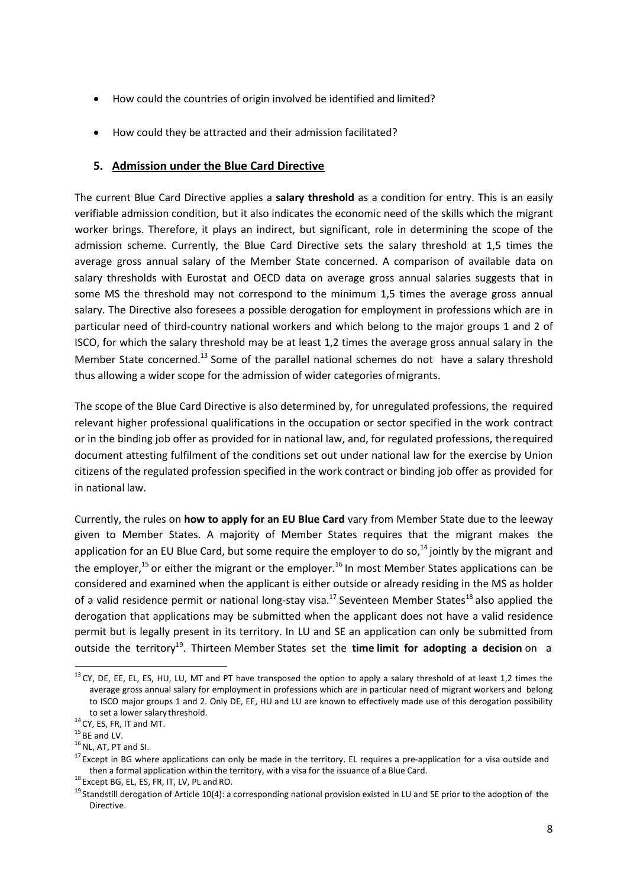- How could the countries of origin involved be identified and limited?
- How could they be attracted and their admission facilitated?

## 5. Admission under the Blue Card Directive

The current Blue Card Directive applies a **salary threshold** as a condition for entry. This is an easily verifiable admission condition, but it also indicates the economic need of the skills which the migrant worker brings. Therefore, it plays an indirect, but significant, role in determining the scope of the admission scheme. Currently, the Blue Card Directive sets the salary threshold at 1,5 times the average gross annual salary of the Member State concerned. A comparison of available data on salary thresholds with Eurostat and OECD data on average gross annual salaries suggests that in some MS the threshold may not correspond to the minimum 1,5 times the average gross annual salary. The Directive also foresees a possible derogation for employment in professions which are in particular need of third-country national workers and which belong to the major groups 1 and 2 of ISCO, for which the salary threshold may be at least 1,2 times the average gross annual salary in the Member State concerned.[13] Some of the parallel national schemes do not have a salary threshold thus allowing a wider scope for the admission of wider categories of migrants.

The scope of the Blue Card Directive is also determined by, for unregulated professions, the required relevant higher professional qualifications in the occupation or sector specified in the work contract or in the binding job offer as provided for in national law, and, for regulated professions, the required document attesting fulfilment of the conditions set out under national law for the exercise by Union citizens of the regulated profession specified in the work contract or binding job offer as provided for in national law.

Currently, the rules on **how to apply for an EU Blue Card** vary from Member State due to the leeway given to Member States. A majority of Member States requires that the migrant makes the application for an EU Blue Card, but some require the employer to do so,[14] jointly by the migrant and the employer,[15] or either the migrant or the employer.[16] In most Member States applications can be considered and examined when the applicant is either outside or already residing in the MS as holder of a valid residence permit or national long-stay visa.[17] Seventeen Member States[18] also applied the derogation that applications may be submitted when the applicant does not have a valid residence permit but is legally present in its territory. In LU and SE an application can only be submitted from outside the territory[19]. Thirteen Member States set the **time limit for adopting a decision** on a

---

[13] CY, DE, EE, EL, ES, HU, LU, MT and PT have transposed the option to apply a salary threshold of at least 1,2 times the average gross annual salary for employment in professions which are in particular need of migrant workers and belong to ISCO major groups 1 and 2. Only DE, EE, HU and LU are known to effectively made use of this derogation possibility to set a lower salary threshold.

[14] CY, ES, FR, IT and MT.

[15] BE and LV.

[16] NL, AT, PT and SI.

[17] Except in BG where applications can only be made in the territory. EL requires a pre-application for a visa outside and then a formal application within the territory, with a visa for the issuance of a Blue Card.

[18] Except BG, EL, ES, FR, IT, LV, PL and RO.

[19] Standstill derogation of Article 10(4): a corresponding national provision existed in LU and SE prior to the adoption of the Directive.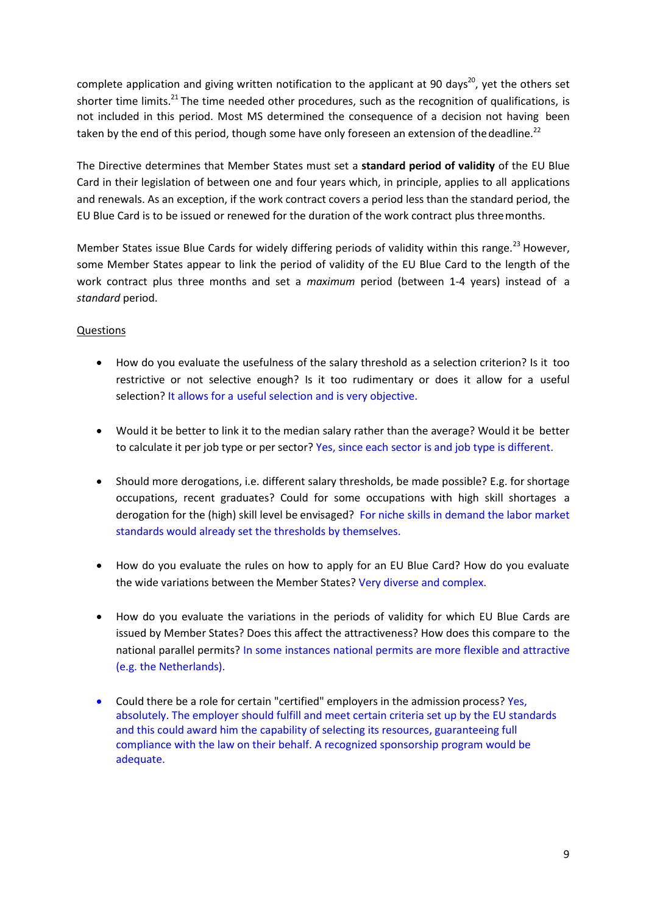complete application and giving written notification to the applicant at 90 days[20], yet the others set shorter time limits.[21] The time needed other procedures, such as the recognition of qualifications, is not included in this period. Most MS determined the consequence of a decision not having been taken by the end of this period, though some have only foreseen an extension of the deadline.[22]

The Directive determines that Member States must set a **standard period of validity** of the EU Blue Card in their legislation of between one and four years which, in principle, applies to all applications and renewals. As an exception, if the work contract covers a period less than the standard period, the EU Blue Card is to be issued or renewed for the duration of the work contract plus three months.

Member States issue Blue Cards for widely differing periods of validity within this range.[23] However, some Member States appear to link the period of validity of the EU Blue Card to the length of the work contract plus three months and set a *maximum* period (between 1-4 years) instead of a *standard* period.

Questions

- How do you evaluate the usefulness of the salary threshold as a selection criterion? Is it too restrictive or not selective enough? Is it too rudimentary or does it allow for a useful selection? It allows for a useful selection and is very objective.

- Would it be better to link it to the median salary rather than the average? Would it be better to calculate it per job type or per sector? Yes, since each sector is and job type is different.

- Should more derogations, i.e. different salary thresholds, be made possible? E.g. for shortage occupations, recent graduates? Could for some occupations with high skill shortages a derogation for the (high) skill level be envisaged? For niche skills in demand the labor market standards would already set the thresholds by themselves.

- How do you evaluate the rules on how to apply for an EU Blue Card? How do you evaluate the wide variations between the Member States? Very diverse and complex.

- How do you evaluate the variations in the periods of validity for which EU Blue Cards are issued by Member States? Does this affect the attractiveness? How does this compare to the national parallel permits? In some instances national permits are more flexible and attractive (e.g. the Netherlands).

- Could there be a role for certain "certified" employers in the admission process? Yes, absolutely. The employer should fulfill and meet certain criteria set up by the EU standards and this could award him the capability of selecting its resources, guaranteeing full compliance with the law on their behalf. A recognized sponsorship program would be adequate.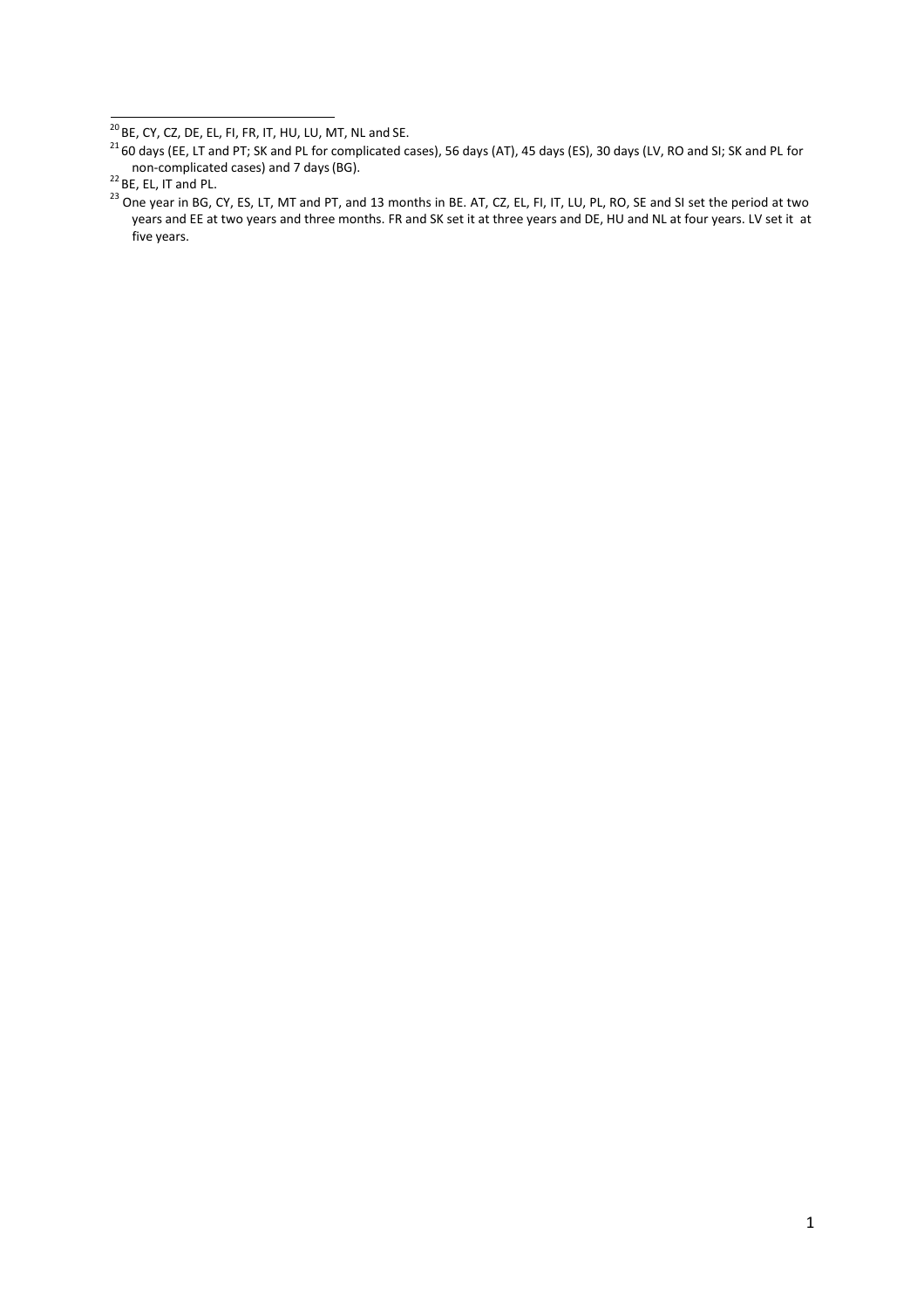[20] BE, CY, CZ, DE, EL, FI, FR, IT, HU, LU, MT, NL and SE.

[21] 60 days (EE, LT and PT; SK and PL for complicated cases), 56 days (AT), 45 days (ES), 30 days (LV, RO and SI; SK and PL for non-complicated cases) and 7 days (BG).

[22] BE, EL, IT and PL.

[23] One year in BG, CY, ES, LT, MT and PT, and 13 months in BE. AT, CZ, EL, FI, IT, LU, PL, RO, SE and SI set the period at two years and EE at two years and three months. FR and SK set it at three years and DE, HU and NL at four years. LV set it at five years.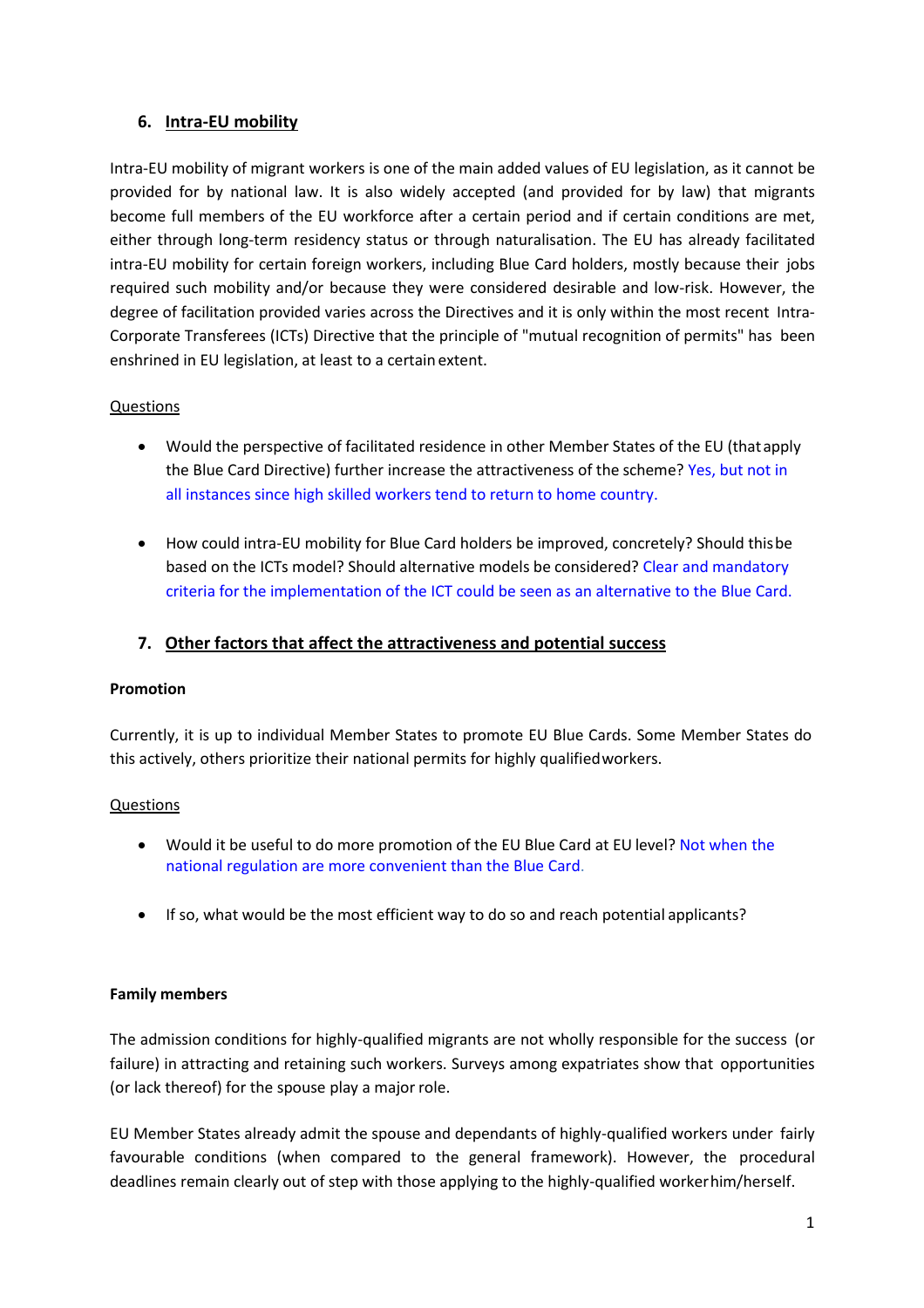## 6. Intra-EU mobility

Intra-EU mobility of migrant workers is one of the main added values of EU legislation, as it cannot be provided for by national law. It is also widely accepted (and provided for by law) that migrants become full members of the EU workforce after a certain period and if certain conditions are met, either through long-term residency status or through naturalisation. The EU has already facilitated intra-EU mobility for certain foreign workers, including Blue Card holders, mostly because their jobs required such mobility and/or because they were considered desirable and low-risk. However, the degree of facilitation provided varies across the Directives and it is only within the most recent Intra-Corporate Transferees (ICTs) Directive that the principle of "mutual recognition of permits" has been enshrined in EU legislation, at least to a certain extent.

Questions

- Would the perspective of facilitated residence in other Member States of the EU (that apply the Blue Card Directive) further increase the attractiveness of the scheme? Yes, but not in all instances since high skilled workers tend to return to home country.
- How could intra-EU mobility for Blue Card holders be improved, concretely? Should this be based on the ICTs model? Should alternative models be considered? Clear and mandatory criteria for the implementation of the ICT could be seen as an alternative to the Blue Card.

## 7. Other factors that affect the attractiveness and potential success

**Promotion**

Currently, it is up to individual Member States to promote EU Blue Cards. Some Member States do this actively, others prioritize their national permits for highly qualified workers.

Questions

- Would it be useful to do more promotion of the EU Blue Card at EU level? Not when the national regulation are more convenient than the Blue Card.
- If so, what would be the most efficient way to do so and reach potential applicants?

**Family members**

The admission conditions for highly-qualified migrants are not wholly responsible for the success (or failure) in attracting and retaining such workers. Surveys among expatriates show that opportunities (or lack thereof) for the spouse play a major role.

EU Member States already admit the spouse and dependants of highly-qualified workers under fairly favourable conditions (when compared to the general framework). However, the procedural deadlines remain clearly out of step with those applying to the highly-qualified worker him/herself.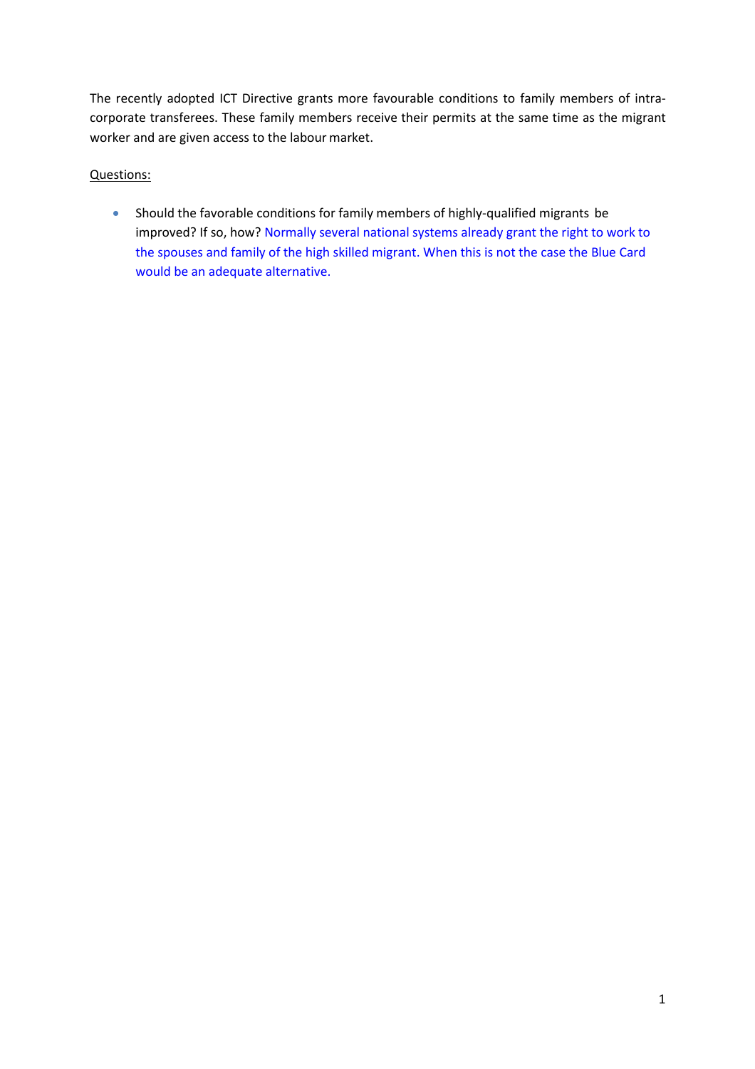The recently adopted ICT Directive grants more favourable conditions to family members of intra-corporate transferees. These family members receive their permits at the same time as the migrant worker and are given access to the labour market.

Questions:

- Should the favorable conditions for family members of highly-qualified migrants be improved? If so, how? Normally several national systems already grant the right to work to the spouses and family of the high skilled migrant. When this is not the case the Blue Card would be an adequate alternative.